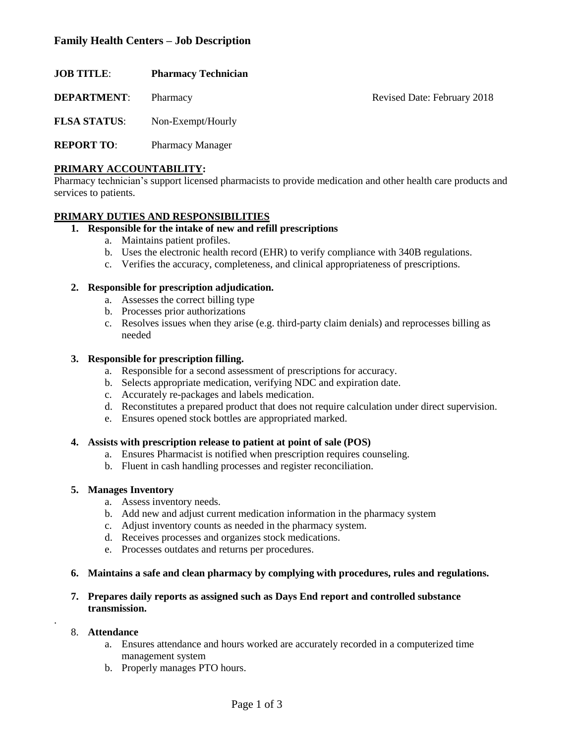## Family Health Centers – Job Description

**JOB TITLE**: **Pharmacy Technician**

**DEPARTMENT**: Pharmacy Revised Date: February 2018

**FLSA STATUS**: Non-Exempt/Hourly

**REPORT TO**: Pharmacy Manager

**PRIMARY ACCOUNTABILITY:**

Pharmacy technician's support licensed pharmacists to provide medication and other health care products and services to patients.

**PRIMARY DUTIES AND RESPONSIBILITIES**

1. **Responsible for the intake of new and refill prescriptions**
   a. Maintains patient profiles.
   b. Uses the electronic health record (EHR) to verify compliance with 340B regulations.
   c. Verifies the accuracy, completeness, and clinical appropriateness of prescriptions.

2. **Responsible for prescription adjudication.**
   a. Assesses the correct billing type
   b. Processes prior authorizations
   c. Resolves issues when they arise (e.g. third-party claim denials) and reprocesses billing as needed

3. **Responsible for prescription filling.**
   a. Responsible for a second assessment of prescriptions for accuracy.
   b. Selects appropriate medication, verifying NDC and expiration date.
   c. Accurately re-packages and labels medication.
   d. Reconstitutes a prepared product that does not require calculation under direct supervision.
   e. Ensures opened stock bottles are appropriated marked.

4. **Assists with prescription release to patient at point of sale (POS)**
   a. Ensures Pharmacist is notified when prescription requires counseling.
   b. Fluent in cash handling processes and register reconciliation.

5. **Manages Inventory**
   a. Assess inventory needs.
   b. Add new and adjust current medication information in the pharmacy system
   c. Adjust inventory counts as needed in the pharmacy system.
   d. Receives processes and organizes stock medications.
   e. Processes outdates and returns per procedures.

6. **Maintains a safe and clean pharmacy by complying with procedures, rules and regulations.**

7. **Prepares daily reports as assigned such as Days End report and controlled substance transmission.**

8. **Attendance**
   a. Ensures attendance and hours worked are accurately recorded in a computerized time management system
   b. Properly manages PTO hours.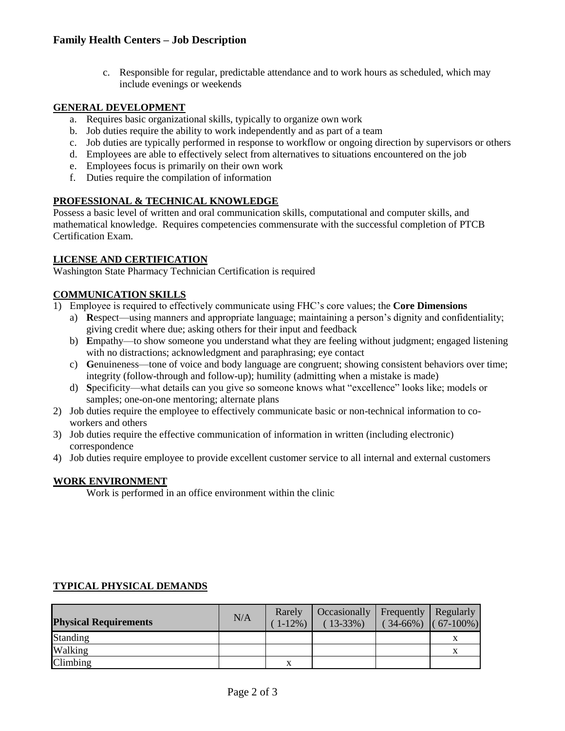c. Responsible for regular, predictable attendance and to work hours as scheduled, which may include evenings or weekends

## GENERAL DEVELOPMENT

a. Requires basic organizational skills, typically to organize own work
b. Job duties require the ability to work independently and as part of a team
c. Job duties are typically performed in response to workflow or ongoing direction by supervisors or others
d. Employees are able to effectively select from alternatives to situations encountered on the job
e. Employees focus is primarily on their own work
f. Duties require the compilation of information

## PROFESSIONAL & TECHNICAL KNOWLEDGE

Possess a basic level of written and oral communication skills, computational and computer skills, and mathematical knowledge. Requires competencies commensurate with the successful completion of PTCB Certification Exam.

## LICENSE AND CERTIFICATION

Washington State Pharmacy Technician Certification is required

## COMMUNICATION SKILLS

1) Employee is required to effectively communicate using FHC's core values; the **Core Dimensions**
   a) **R**espect—using manners and appropriate language; maintaining a person's dignity and confidentiality; giving credit where due; asking others for their input and feedback
   b) **E**mpathy—to show someone you understand what they are feeling without judgment; engaged listening with no distractions; acknowledgment and paraphrasing; eye contact
   c) **G**enuineness—tone of voice and body language are congruent; showing consistent behaviors over time; integrity (follow-through and follow-up); humility (admitting when a mistake is made)
   d) **S**pecificity—what details can you give so someone knows what "excellence" looks like; models or samples; one-on-one mentoring; alternate plans
2) Job duties require the employee to effectively communicate basic or non-technical information to co-workers and others
3) Job duties require the effective communication of information in written (including electronic) correspondence
4) Job duties require employee to provide excellent customer service to all internal and external customers

## WORK ENVIRONMENT

Work is performed in an office environment within the clinic

## TYPICAL PHYSICAL DEMANDS

| Physical Requirements | N/A | Rarely (1-12%) | Occasionally (13-33%) | Frequently (34-66%) | Regularly (67-100%) |
|---|---|---|---|---|---|
| Standing | | | | | x |
| Walking | | | | | x |
| Climbing | | x | | | |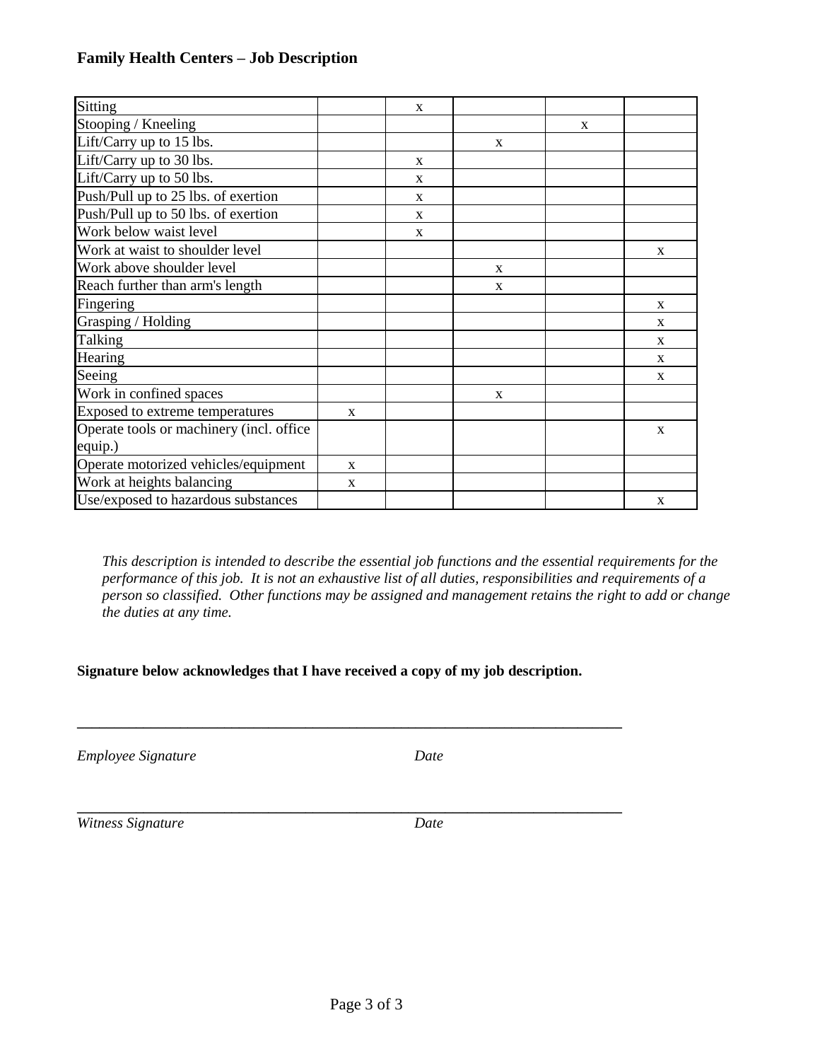**Family Health Centers – Job Description**

| | | | | | |
|---|---|---|---|---|---|
| Sitting | | x | | | |
| Stooping / Kneeling | | | | x | |
| Lift/Carry up to 15 lbs. | | | x | | |
| Lift/Carry up to 30 lbs. | | x | | | |
| Lift/Carry up to 50 lbs. | | x | | | |
| Push/Pull up to 25 lbs. of exertion | | x | | | |
| Push/Pull up to 50 lbs. of exertion | | x | | | |
| Work below waist level | | x | | | |
| Work at waist to shoulder level | | | | | x |
| Work above shoulder level | | | x | | |
| Reach further than arm's length | | | x | | |
| Fingering | | | | | x |
| Grasping / Holding | | | | | x |
| Talking | | | | | x |
| Hearing | | | | | x |
| Seeing | | | | | x |
| Work in confined spaces | | | x | | |
| Exposed to extreme temperatures | x | | | | |
| Operate tools or machinery (incl. office equip.) | | | | | x |
| Operate motorized vehicles/equipment | x | | | | |
| Work at heights balancing | x | | | | |
| Use/exposed to hazardous substances | | | | | x |

*This description is intended to describe the essential job functions and the essential requirements for the performance of this job. It is not an exhaustive list of all duties, responsibilities and requirements of a person so classified. Other functions may be assigned and management retains the right to add or change the duties at any time.*

**Signature below acknowledges that I have received a copy of my job description.**

___________________________________________________________________________

*Employee Signature* *Date*

___________________________________________________________________________

*Witness Signature* *Date*